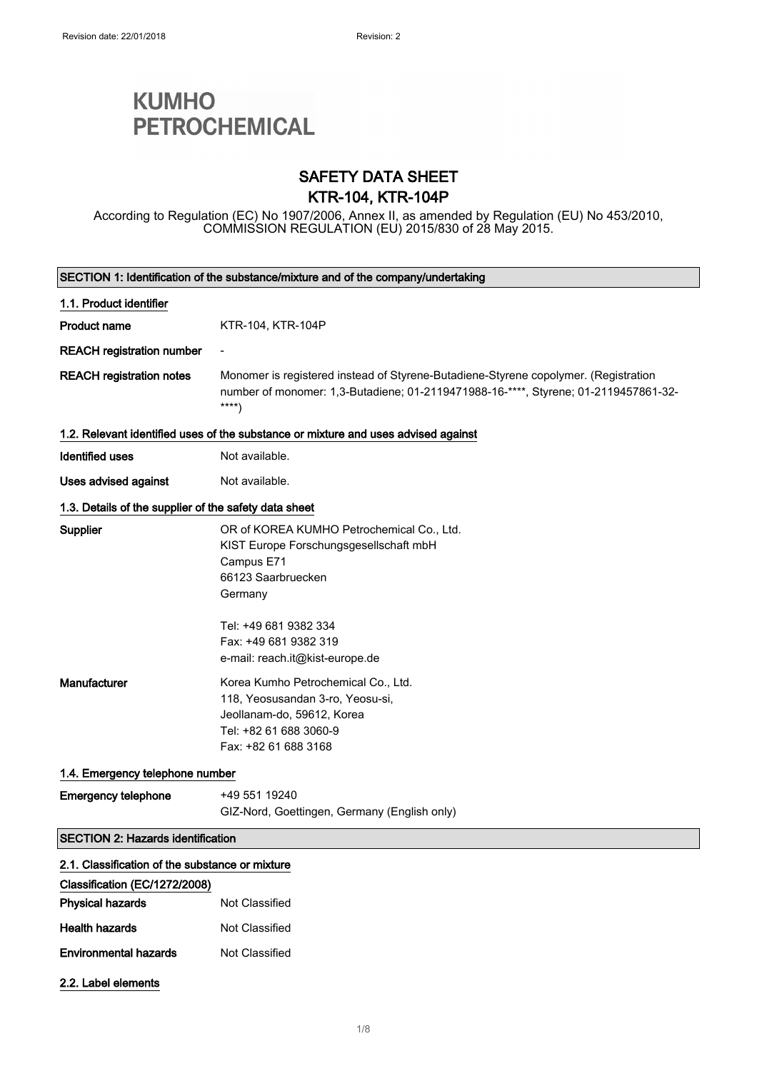Revision date: 22/01/2018 Revision: 2

**KUMHO PETROCHEMICAL**

# SAFETY DATA SHEET
# KTR-104, KTR-104P

According to Regulation (EC) No 1907/2006, Annex II, as amended by Regulation (EU) No 453/2010, COMMISSION REGULATION (EU) 2015/830 of 28 May 2015.

## SECTION 1: Identification of the substance/mixture and of the company/undertaking

### 1.1. Product identifier

| | |
|---|---|
| **Product name** | KTR-104, KTR-104P |
| **REACH registration number** | - |
| **REACH registration notes** | Monomer is registered instead of Styrene-Butadiene-Styrene copolymer. (Registration number of monomer: 1,3-Butadiene; 01-2119471988-16-****, Styrene; 01-2119457861-32-****) |

### 1.2. Relevant identified uses of the substance or mixture and uses advised against

| | |
|---|---|
| **Identified uses** | Not available. |
| **Uses advised against** | Not available. |

### 1.3. Details of the supplier of the safety data sheet

**Supplier**

OR of KOREA KUMHO Petrochemical Co., Ltd.
KIST Europe Forschungsgesellschaft mbH
Campus E71
66123 Saarbruecken
Germany

Tel: +49 681 9382 334
Fax: +49 681 9382 319
e-mail: reach.it@kist-europe.de

**Manufacturer**

Korea Kumho Petrochemical Co., Ltd.
118, Yeosusandan 3-ro, Yeosu-si,
Jeollanam-do, 59612, Korea
Tel: +82 61 688 3060-9
Fax: +82 61 688 3168

### 1.4. Emergency telephone number

**Emergency telephone**

+49 551 19240
GIZ-Nord, Goettingen, Germany (English only)

## SECTION 2: Hazards identification

### 2.1. Classification of the substance or mixture

**Classification (EC/1272/2008)**

| | |
|---|---|
| **Physical hazards** | Not Classified |
| **Health hazards** | Not Classified |
| **Environmental hazards** | Not Classified |

### 2.2. Label elements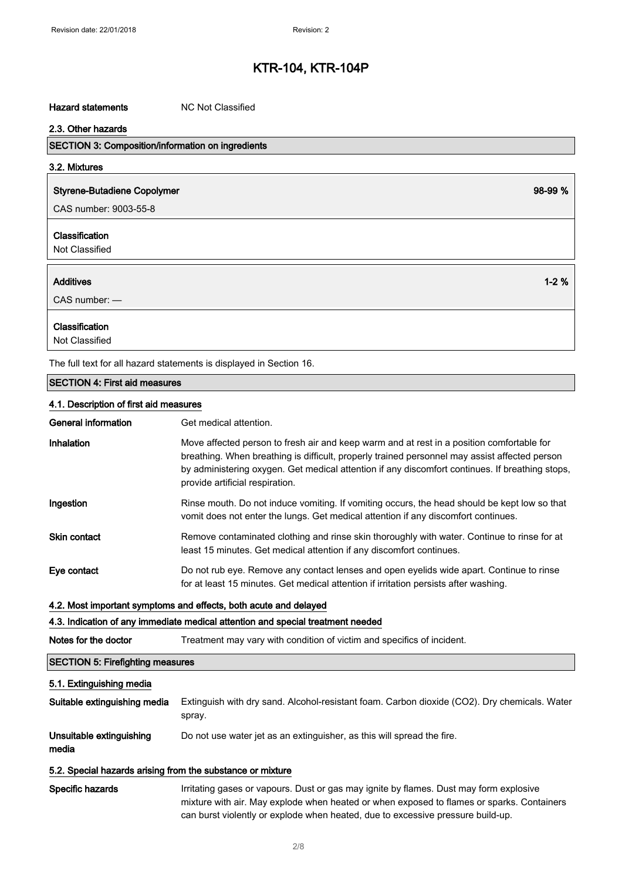**Hazard statements** NC Not Classified

### 2.3. Other hazards

## SECTION 3: Composition/information on ingredients

### 3.2. Mixtures

| **Styrene-Butadiene Copolymer** | **98-99 %** |
|---|---|
| CAS number: 9003-55-8 | |
| **Classification** | |
| Not Classified | |

| **Additives** | **1-2 %** |
|---|---|
| CAS number: — | |
| **Classification** | |
| Not Classified | |

The full text for all hazard statements is displayed in Section 16.

## SECTION 4: First aid measures

### 4.1. Description of first aid measures

**General information** Get medical attention.

**Inhalation** Move affected person to fresh air and keep warm and at rest in a position comfortable for breathing. When breathing is difficult, properly trained personnel may assist affected person by administering oxygen. Get medical attention if any discomfort continues. If breathing stops, provide artificial respiration.

**Ingestion** Rinse mouth. Do not induce vomiting. If vomiting occurs, the head should be kept low so that vomit does not enter the lungs. Get medical attention if any discomfort continues.

**Skin contact** Remove contaminated clothing and rinse skin thoroughly with water. Continue to rinse for at least 15 minutes. Get medical attention if any discomfort continues.

**Eye contact** Do not rub eye. Remove any contact lenses and open eyelids wide apart. Continue to rinse for at least 15 minutes. Get medical attention if irritation persists after washing.

### 4.2. Most important symptoms and effects, both acute and delayed

### 4.3. Indication of any immediate medical attention and special treatment needed

**Notes for the doctor** Treatment may vary with condition of victim and specifics of incident.

## SECTION 5: Firefighting measures

### 5.1. Extinguishing media

**Suitable extinguishing media** Extinguish with dry sand. Alcohol-resistant foam. Carbon dioxide ($CO_2$). Dry chemicals. Water spray.

**Unsuitable extinguishing media** Do not use water jet as an extinguisher, as this will spread the fire.

### 5.2. Special hazards arising from the substance or mixture

**Specific hazards** Irritating gases or vapours. Dust or gas may ignite by flames. Dust may form explosive mixture with air. May explode when heated or when exposed to flames or sparks. Containers can burst violently or explode when heated, due to excessive pressure build-up.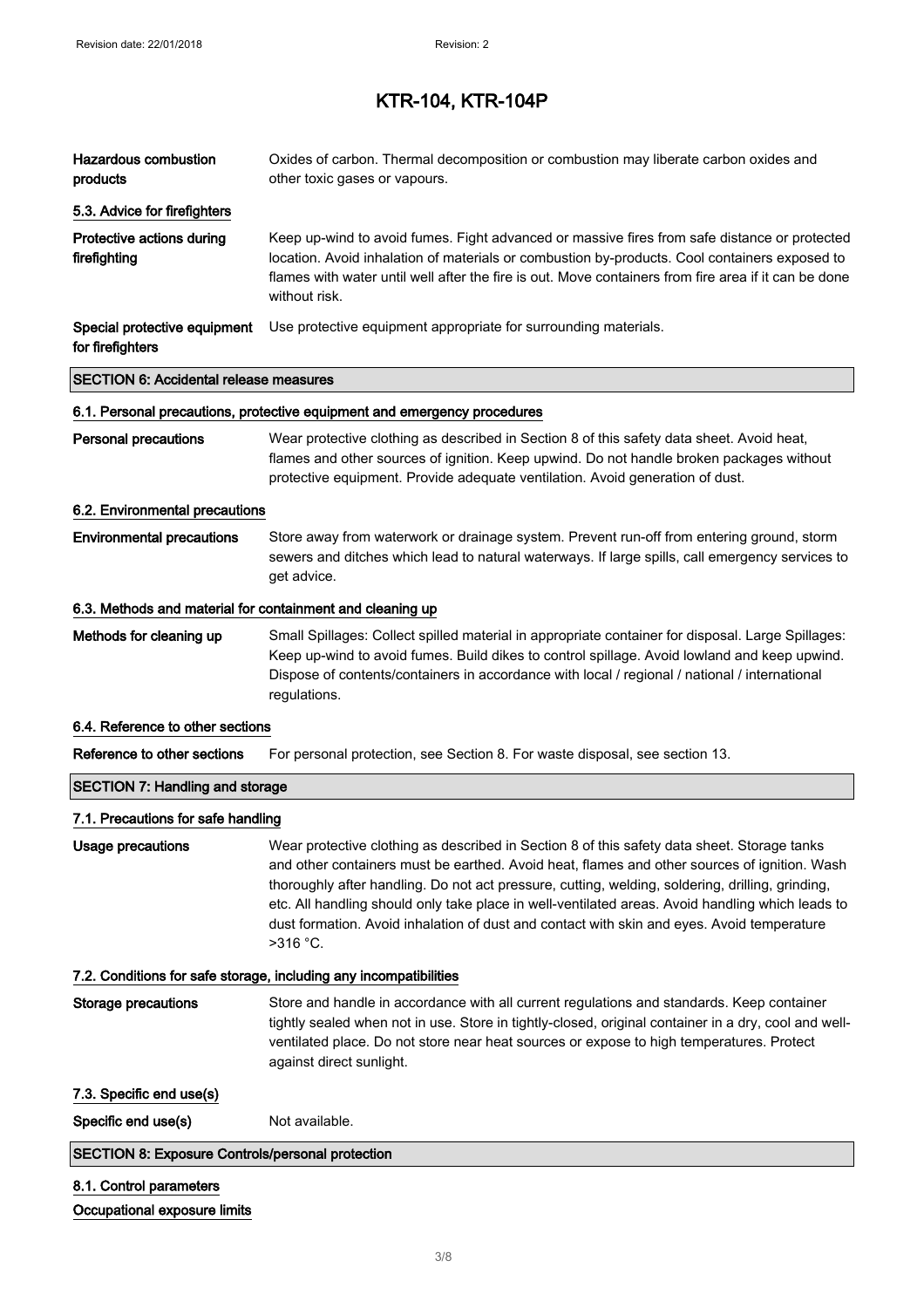| | |
|---|---|
| **Hazardous combustion products** | Oxides of carbon. Thermal decomposition or combustion may liberate carbon oxides and other toxic gases or vapours. |

### 5.3. Advice for firefighters

| | |
|---|---|
| **Protective actions during firefighting** | Keep up-wind to avoid fumes. Fight advanced or massive fires from safe distance or protected location. Avoid inhalation of materials or combustion by-products. Cool containers exposed to flames with water until well after the fire is out. Move containers from fire area if it can be done without risk. |
| **Special protective equipment for firefighters** | Use protective equipment appropriate for surrounding materials. |

## SECTION 6: Accidental release measures

### 6.1. Personal precautions, protective equipment and emergency procedures

| | |
|---|---|
| **Personal precautions** | Wear protective clothing as described in Section 8 of this safety data sheet. Avoid heat, flames and other sources of ignition. Keep upwind. Do not handle broken packages without protective equipment. Provide adequate ventilation. Avoid generation of dust. |

### 6.2. Environmental precautions

| | |
|---|---|
| **Environmental precautions** | Store away from waterwork or drainage system. Prevent run-off from entering ground, storm sewers and ditches which lead to natural waterways. If large spills, call emergency services to get advice. |

### 6.3. Methods and material for containment and cleaning up

| | |
|---|---|
| **Methods for cleaning up** | Small Spillages: Collect spilled material in appropriate container for disposal. Large Spillages: Keep up-wind to avoid fumes. Build dikes to control spillage. Avoid lowland and keep upwind. Dispose of contents/containers in accordance with local / regional / national / international regulations. |

### 6.4. Reference to other sections

| | |
|---|---|
| **Reference to other sections** | For personal protection, see Section 8. For waste disposal, see section 13. |

## SECTION 7: Handling and storage

### 7.1. Precautions for safe handling

| | |
|---|---|
| **Usage precautions** | Wear protective clothing as described in Section 8 of this safety data sheet. Storage tanks and other containers must be earthed. Avoid heat, flames and other sources of ignition. Wash thoroughly after handling. Do not act pressure, cutting, welding, soldering, drilling, grinding, etc. All handling should only take place in well-ventilated areas. Avoid handling which leads to dust formation. Avoid inhalation of dust and contact with skin and eyes. Avoid temperature >316 °C. |

### 7.2. Conditions for safe storage, including any incompatibilities

| | |
|---|---|
| **Storage precautions** | Store and handle in accordance with all current regulations and standards. Keep container tightly sealed when not in use. Store in tightly-closed, original container in a dry, cool and well-ventilated place. Do not store near heat sources or expose to high temperatures. Protect against direct sunlight. |

### 7.3. Specific end use(s)

| | |
|---|---|
| **Specific end use(s)** | Not available. |

## SECTION 8: Exposure Controls/personal protection

### 8.1. Control parameters

**Occupational exposure limits**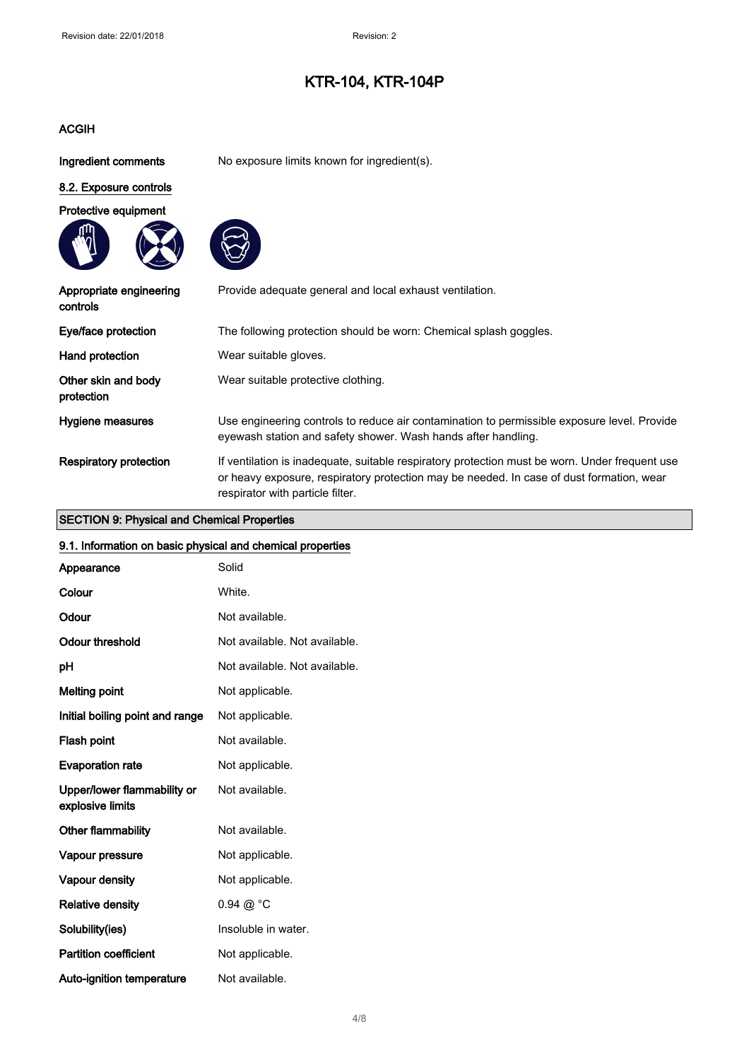### ACGIH

| | |
|---|---|
| **Ingredient comments** | No exposure limits known for ingredient(s). |

#### 8.2. Exposure controls

**Protective equipment**

| | |
|---|---|
| **Appropriate engineering controls** | Provide adequate general and local exhaust ventilation. |
| **Eye/face protection** | The following protection should be worn: Chemical splash goggles. |
| **Hand protection** | Wear suitable gloves. |
| **Other skin and body protection** | Wear suitable protective clothing. |
| **Hygiene measures** | Use engineering controls to reduce air contamination to permissible exposure level. Provide eyewash station and safety shower. Wash hands after handling. |
| **Respiratory protection** | If ventilation is inadequate, suitable respiratory protection must be worn. Under frequent use or heavy exposure, respiratory protection may be needed. In case of dust formation, wear respirator with particle filter. |

## SECTION 9: Physical and Chemical Properties

#### 9.1. Information on basic physical and chemical properties

| | |
|---|---|
| **Appearance** | Solid |
| **Colour** | White. |
| **Odour** | Not available. |
| **Odour threshold** | Not available. Not available. |
| **pH** | Not available. Not available. |
| **Melting point** | Not applicable. |
| **Initial boiling point and range** | Not applicable. |
| **Flash point** | Not available. |
| **Evaporation rate** | Not applicable. |
| **Upper/lower flammability or explosive limits** | Not available. |
| **Other flammability** | Not available. |
| **Vapour pressure** | Not applicable. |
| **Vapour density** | Not applicable. |
| **Relative density** | 0.94 @ °C |
| **Solubility(ies)** | Insoluble in water. |
| **Partition coefficient** | Not applicable. |
| **Auto-ignition temperature** | Not available. |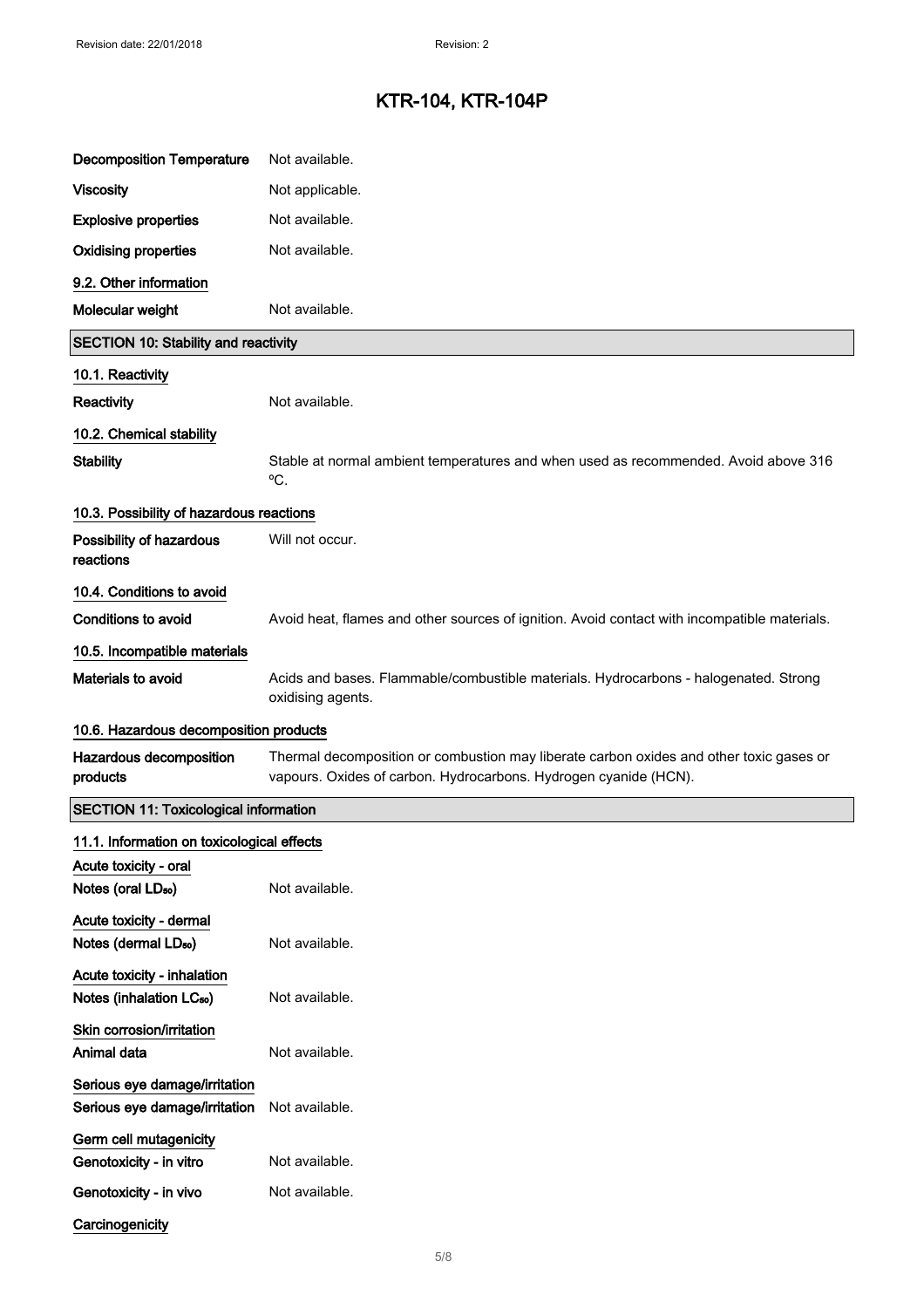| | |
|---|---|
| **Decomposition Temperature** | Not available. |
| **Viscosity** | Not applicable. |
| **Explosive properties** | Not available. |
| **Oxidising properties** | Not available. |

**9.2. Other information**

| | |
|---|---|
| **Molecular weight** | Not available. |

## SECTION 10: Stability and reactivity

**10.1. Reactivity**

| | |
|---|---|
| **Reactivity** | Not available. |

**10.2. Chemical stability**

| | |
|---|---|
| **Stability** | Stable at normal ambient temperatures and when used as recommended. Avoid above 316 ºC. |

**10.3. Possibility of hazardous reactions**

| | |
|---|---|
| **Possibility of hazardous reactions** | Will not occur. |

**10.4. Conditions to avoid**

| | |
|---|---|
| **Conditions to avoid** | Avoid heat, flames and other sources of ignition. Avoid contact with incompatible materials. |

**10.5. Incompatible materials**

| | |
|---|---|
| **Materials to avoid** | Acids and bases. Flammable/combustible materials. Hydrocarbons - halogenated. Strong oxidising agents. |

**10.6. Hazardous decomposition products**

| | |
|---|---|
| **Hazardous decomposition products** | Thermal decomposition or combustion may liberate carbon oxides and other toxic gases or vapours. Oxides of carbon. Hydrocarbons. Hydrogen cyanide (HCN). |

## SECTION 11: Toxicological information

**11.1. Information on toxicological effects**

**Acute toxicity - oral**

| | |
|---|---|
| **Notes (oral $LD_{50}$)** | Not available. |

**Acute toxicity - dermal**

| | |
|---|---|
| **Notes (dermal $LD_{50}$)** | Not available. |

**Acute toxicity - inhalation**

| | |
|---|---|
| **Notes (inhalation $LC_{50}$)** | Not available. |

**Skin corrosion/irritation**

| | |
|---|---|
| **Animal data** | Not available. |

**Serious eye damage/irritation**

| | |
|---|---|
| **Serious eye damage/irritation** | Not available. |

**Germ cell mutagenicity**

| | |
|---|---|
| **Genotoxicity - in vitro** | Not available. |
| **Genotoxicity - in vivo** | Not available. |

**Carcinogenicity**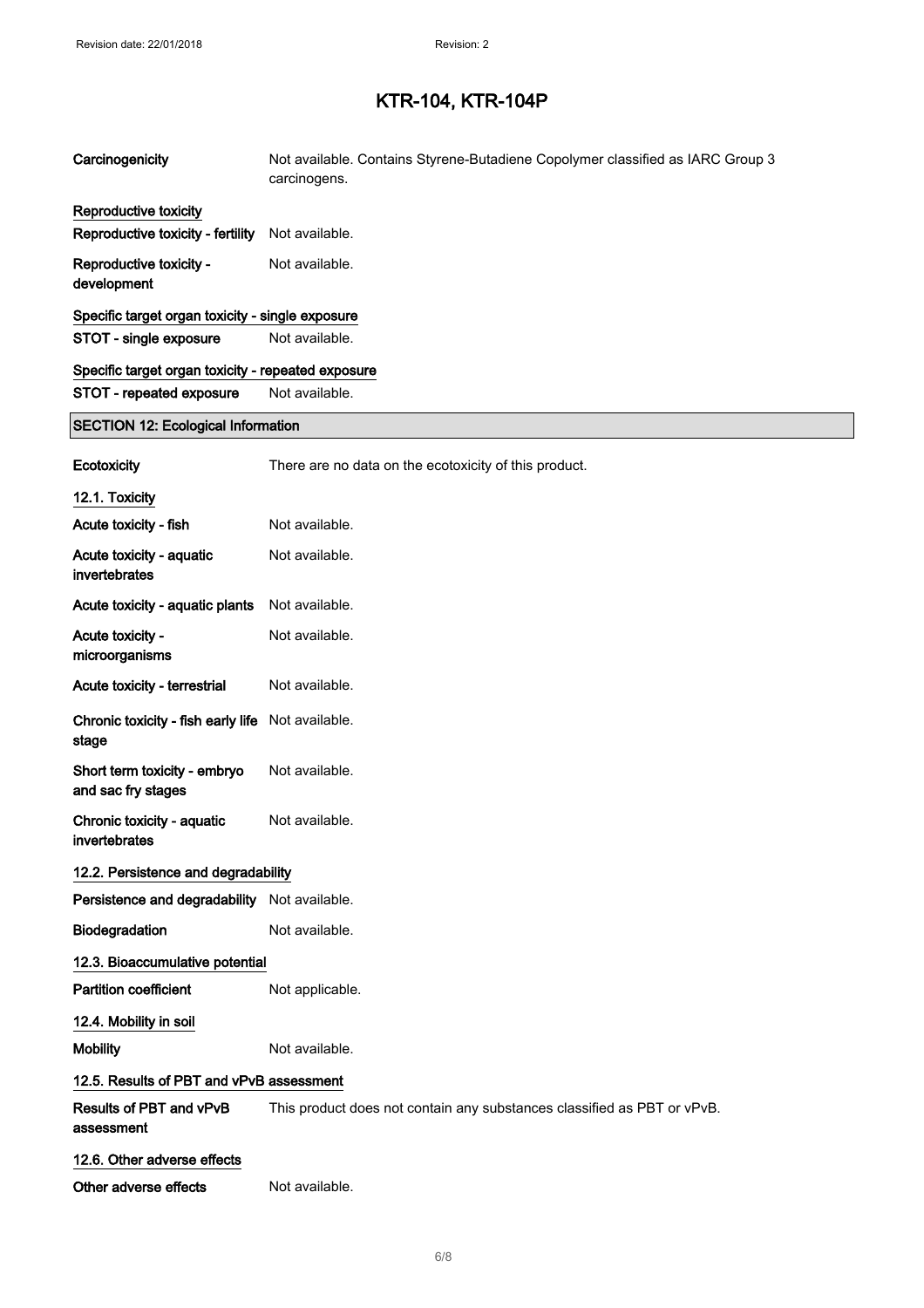| | |
|---|---|
| **Carcinogenicity** | Not available. Contains Styrene-Butadiene Copolymer classified as IARC Group 3 carcinogens. |

**Reproductive toxicity**

| | |
|---|---|
| **Reproductive toxicity - fertility** | Not available. |
| **Reproductive toxicity - development** | Not available. |

**Specific target organ toxicity - single exposure**

| | |
|---|---|
| **STOT - single exposure** | Not available. |

**Specific target organ toxicity - repeated exposure**

| | |
|---|---|
| **STOT - repeated exposure** | Not available. |

## SECTION 12: Ecological Information

| | |
|---|---|
| **Ecotoxicity** | There are no data on the ecotoxicity of this product. |

**12.1. Toxicity**

| | |
|---|---|
| **Acute toxicity - fish** | Not available. |
| **Acute toxicity - aquatic invertebrates** | Not available. |
| **Acute toxicity - aquatic plants** | Not available. |
| **Acute toxicity - microorganisms** | Not available. |
| **Acute toxicity - terrestrial** | Not available. |
| **Chronic toxicity - fish early life stage** | Not available. |
| **Short term toxicity - embryo and sac fry stages** | Not available. |
| **Chronic toxicity - aquatic invertebrates** | Not available. |

**12.2. Persistence and degradability**

| | |
|---|---|
| **Persistence and degradability** | Not available. |
| **Biodegradation** | Not available. |

**12.3. Bioaccumulative potential**

| | |
|---|---|
| **Partition coefficient** | Not applicable. |

**12.4. Mobility in soil**

| | |
|---|---|
| **Mobility** | Not available. |

**12.5. Results of PBT and vPvB assessment**

| | |
|---|---|
| **Results of PBT and vPvB assessment** | This product does not contain any substances classified as PBT or vPvB. |

**12.6. Other adverse effects**

| | |
|---|---|
| **Other adverse effects** | Not available. |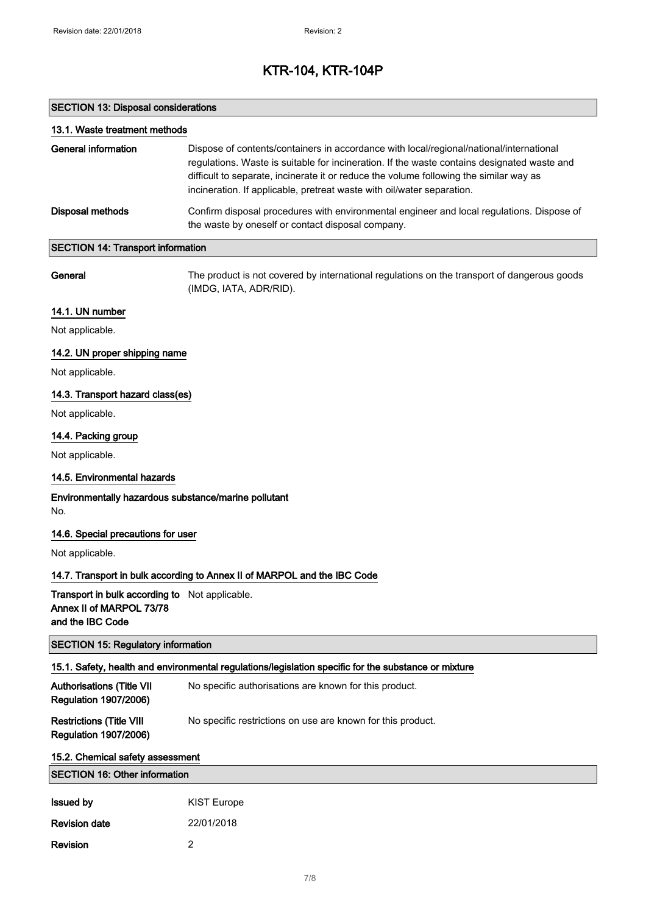## SECTION 13: Disposal considerations

### 13.1. Waste treatment methods

**General information** Dispose of contents/containers in accordance with local/regional/national/international regulations. Waste is suitable for incineration. If the waste contains designated waste and difficult to separate, incinerate it or reduce the volume following the similar way as incineration. If applicable, pretreat waste with oil/water separation.

**Disposal methods** Confirm disposal procedures with environmental engineer and local regulations. Dispose of the waste by oneself or contact disposal company.

## SECTION 14: Transport information

**General** The product is not covered by international regulations on the transport of dangerous goods (IMDG, IATA, ADR/RID).

### 14.1. UN number

Not applicable.

### 14.2. UN proper shipping name

Not applicable.

### 14.3. Transport hazard class(es)

Not applicable.

### 14.4. Packing group

Not applicable.

### 14.5. Environmental hazards

**Environmentally hazardous substance/marine pollutant**

No.

### 14.6. Special precautions for user

Not applicable.

### 14.7. Transport in bulk according to Annex II of MARPOL and the IBC Code

**Transport in bulk according to Annex II of MARPOL 73/78 and the IBC Code** Not applicable.

## SECTION 15: Regulatory information

### 15.1. Safety, health and environmental regulations/legislation specific for the substance or mixture

**Authorisations (Title VII Regulation 1907/2006)** No specific authorisations are known for this product.

**Restrictions (Title VIII Regulation 1907/2006)** No specific restrictions on use are known for this product.

### 15.2. Chemical safety assessment

## SECTION 16: Other information

**Issued by** KIST Europe

**Revision date** 22/01/2018

**Revision** 2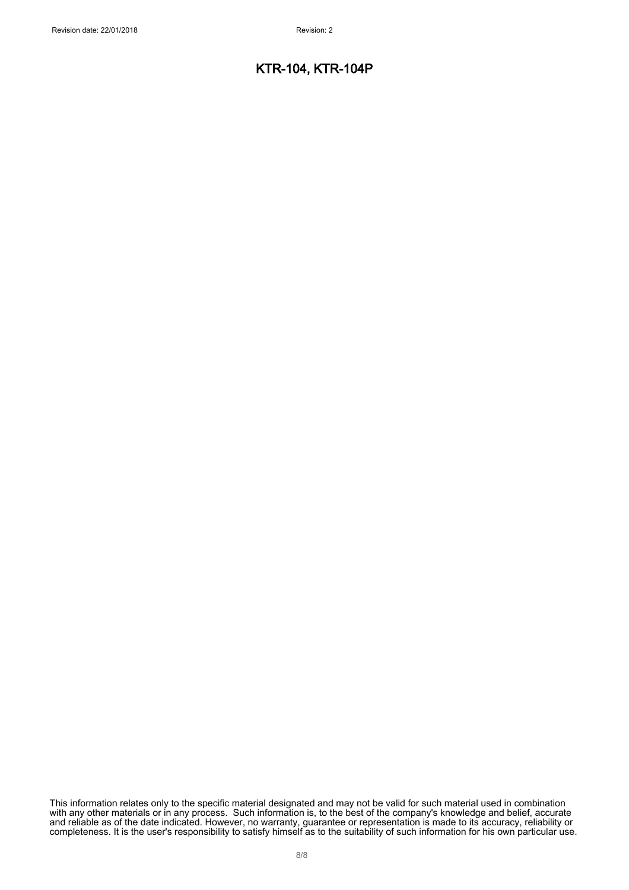This information relates only to the specific material designated and may not be valid for such material used in combination with any other materials or in any process. Such information is, to the best of the company's knowledge and belief, accurate and reliable as of the date indicated. However, no warranty, guarantee or representation is made to its accuracy, reliability or completeness. It is the user's responsibility to satisfy himself as to the suitability of such information for his own particular use.